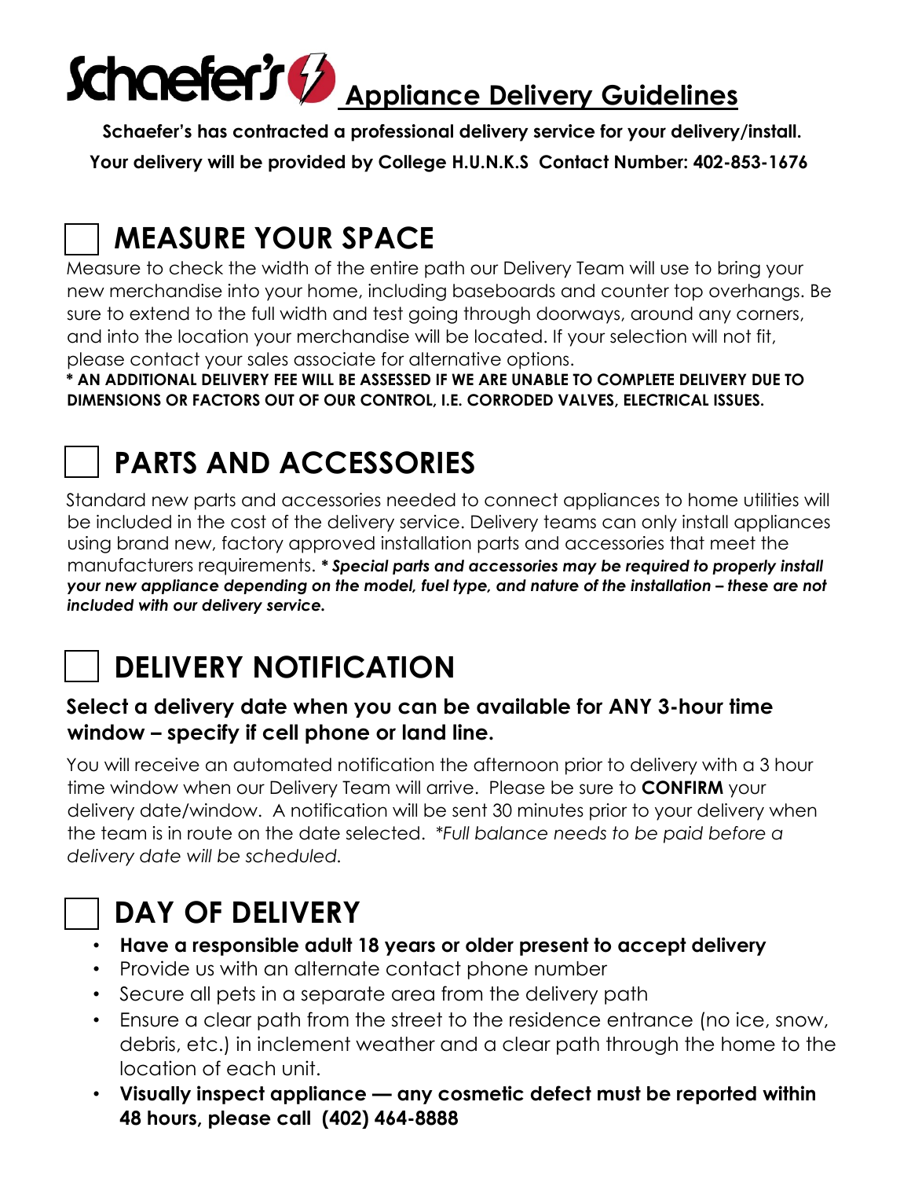# Schaefer's Appliance Delivery Guidelines

**Schaefer's has contracted a professional delivery service for your delivery/install.**

**Your delivery will be provided by College H.U.N.K.S Contact Number: 402-853-1676**

## ☐ MEASURE YOUR SPACE

Measure to check the width of the entire path our Delivery Team will use to bring your new merchandise into your home, including baseboards and counter top overhangs. Be sure to extend to the full width and test going through doorways, around any corners, and into the location your merchandise will be located. If your selection will not fit, please contact your sales associate for alternative options.

**\* AN ADDITIONAL DELIVERY FEE WILL BE ASSESSED IF WE ARE UNABLE TO COMPLETE DELIVERY DUE TO DIMENSIONS OR FACTORS OUT OF OUR CONTROL, I.E. CORRODED VALVES, ELECTRICAL ISSUES.**

## ☐ PARTS AND ACCESSORIES

Standard new parts and accessories needed to connect appliances to home utilities will be included in the cost of the delivery service. Delivery teams can only install appliances using brand new, factory approved installation parts and accessories that meet the manufacturers requirements. ***\* Special parts and accessories may be required to properly install your new appliance depending on the model, fuel type, and nature of the installation – these are not included with our delivery service.***

## ☐ DELIVERY NOTIFICATION

**Select a delivery date when you can be available for ANY 3-hour time window – specify if cell phone or land line.**

You will receive an automated notification the afternoon prior to delivery with a 3 hour time window when our Delivery Team will arrive. Please be sure to **CONFIRM** your delivery date/window. A notification will be sent 30 minutes prior to your delivery when the team is in route on the date selected. *\*Full balance needs to be paid before a delivery date will be scheduled.*

## ☐ DAY OF DELIVERY

- **Have a responsible adult 18 years or older present to accept delivery**
- Provide us with an alternate contact phone number
- Secure all pets in a separate area from the delivery path
- Ensure a clear path from the street to the residence entrance (no ice, snow, debris, etc.) in inclement weather and a clear path through the home to the location of each unit.
- **Visually inspect appliance — any cosmetic defect must be reported within 48 hours, please call (402) 464-8888**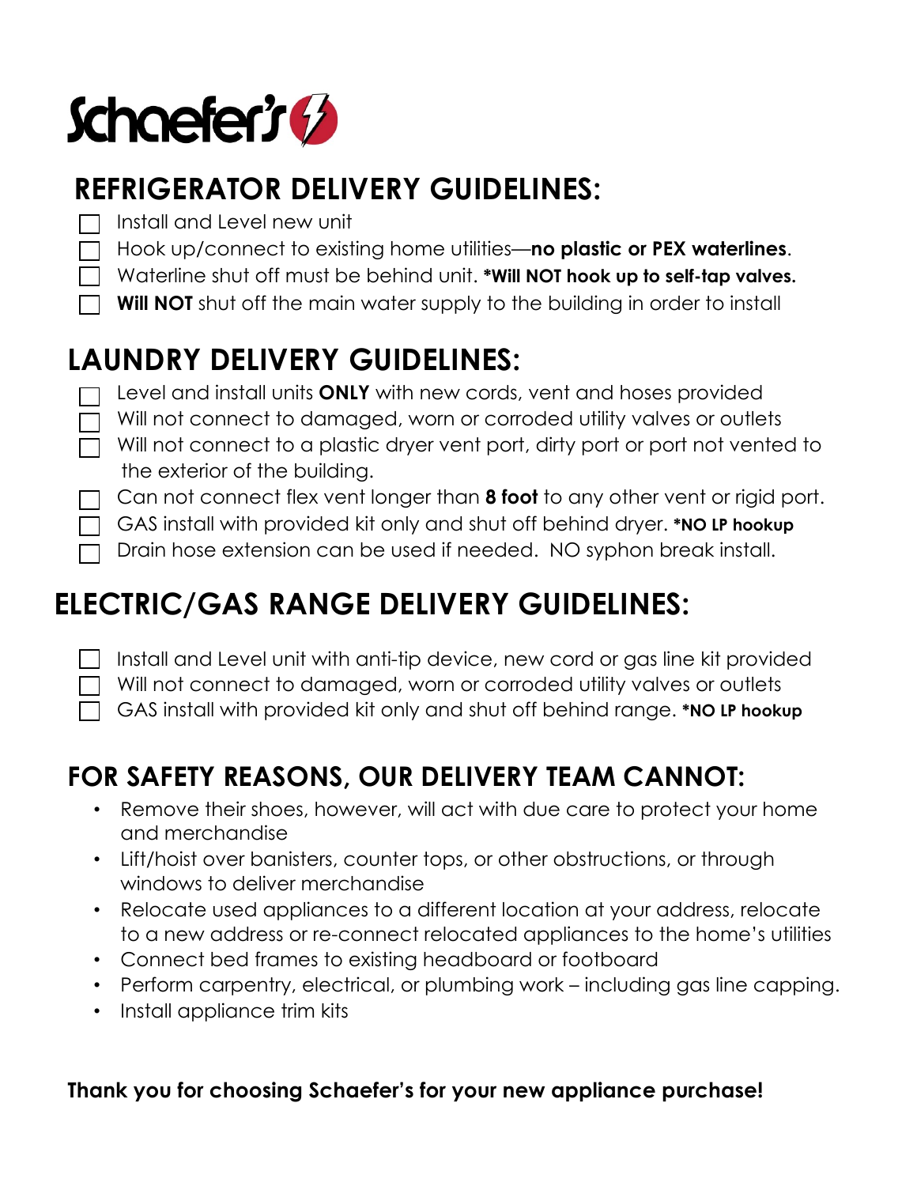Schaefer's

## REFRIGERATOR DELIVERY GUIDELINES:

- [ ] Install and Level new unit
- [ ] Hook up/connect to existing home utilities—**no plastic or PEX waterlines**.
- [ ] Waterline shut off must be behind unit. ***Will NOT hook up to self-tap valves.**
- [ ] **Will NOT** shut off the main water supply to the building in order to install

## LAUNDRY DELIVERY GUIDELINES:

- [ ] Level and install units **ONLY** with new cords, vent and hoses provided
- [ ] Will not connect to damaged, worn or corroded utility valves or outlets
- [ ] Will not connect to a plastic dryer vent port, dirty port or port not vented to the exterior of the building.
- [ ] Can not connect flex vent longer than **8 foot** to any other vent or rigid port.
- [ ] GAS install with provided kit only and shut off behind dryer. ***NO LP hookup**
- [ ] Drain hose extension can be used if needed. NO syphon break install.

## ELECTRIC/GAS RANGE DELIVERY GUIDELINES:

- [ ] Install and Level unit with anti-tip device, new cord or gas line kit provided
- [ ] Will not connect to damaged, worn or corroded utility valves or outlets
- [ ] GAS install with provided kit only and shut off behind range. ***NO LP hookup**

## FOR SAFETY REASONS, OUR DELIVERY TEAM CANNOT:

- Remove their shoes, however, will act with due care to protect your home and merchandise
- Lift/hoist over banisters, counter tops, or other obstructions, or through windows to deliver merchandise
- Relocate used appliances to a different location at your address, relocate to a new address or re-connect relocated appliances to the home's utilities
- Connect bed frames to existing headboard or footboard
- Perform carpentry, electrical, or plumbing work – including gas line capping.
- Install appliance trim kits

**Thank you for choosing Schaefer's for your new appliance purchase!**